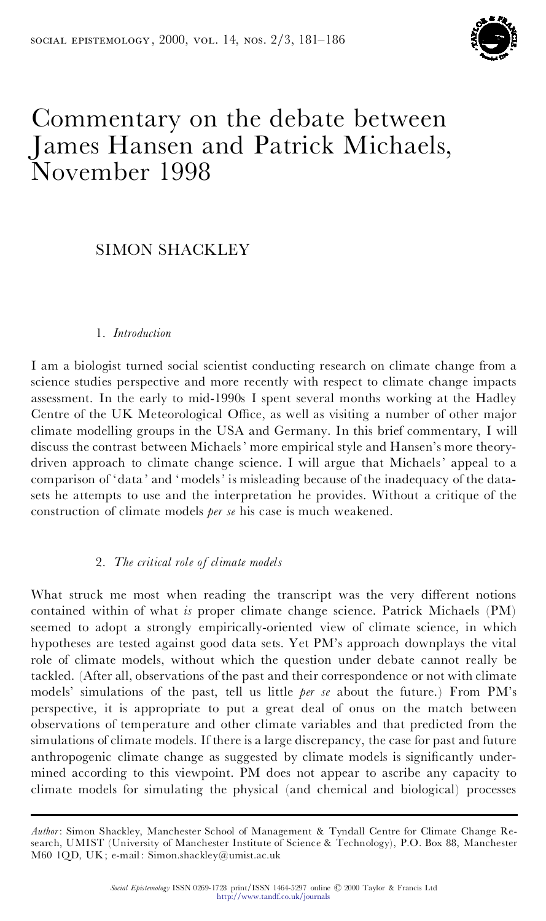# Commentary on the debate between James Hansen and Patrick Michaels, November 1998

SIMON SHACKLEY

## 1. *Introduction*

I am a biologist turned social scientist conducting research on climate change from a science studies perspective and more recently with respect to climate change impacts assessment. In the early to mid-1990s I spent several months working at the Hadley Centre of the UK Meteorological Office, as well as visiting a number of other major climate modelling groups in the USA and Germany. In this brief commentary, I will discuss the contrast between Michaels' more empirical style and Hansen's more theory-driven approach to climate change science. I will argue that Michaels' appeal to a comparison of 'data' and 'models' is misleading because of the inadequacy of the data-sets he attempts to use and the interpretation he provides. Without a critique of the construction of climate models *per se* his case is much weakened.

## 2. *The critical role of climate models*

What struck me most when reading the transcript was the very different notions contained within of what *is* proper climate change science. Patrick Michaels (PM) seemed to adopt a strongly empirically-oriented view of climate science, in which hypotheses are tested against good data sets. Yet PM's approach downplays the vital role of climate models, without which the question under debate cannot really be tackled. (After all, observations of the past and their correspondence or not with climate models' simulations of the past, tell us little *per se* about the future.) From PM's perspective, it is appropriate to put a great deal of onus on the match between observations of temperature and other climate variables and that predicted from the simulations of climate models. If there is a large discrepancy, the case for past and future anthropogenic climate change as suggested by climate models is significantly undermined according to this viewpoint. PM does not appear to ascribe any capacity to climate models for simulating the physical (and chemical and biological) processes

---

*Author*: Simon Shackley, Manchester School of Management & Tyndall Centre for Climate Change Research, UMIST (University of Manchester Institute of Science & Technology), P.O. Box 88, Manchester M60 1QD, UK; e-mail: Simon.shackley@umist.ac.uk

*Social Epistemology* ISSN 0269-1728 print/ISSN 1464-5297 online © 2000 Taylor & Francis Ltd
http://www.tandf.co.uk/journals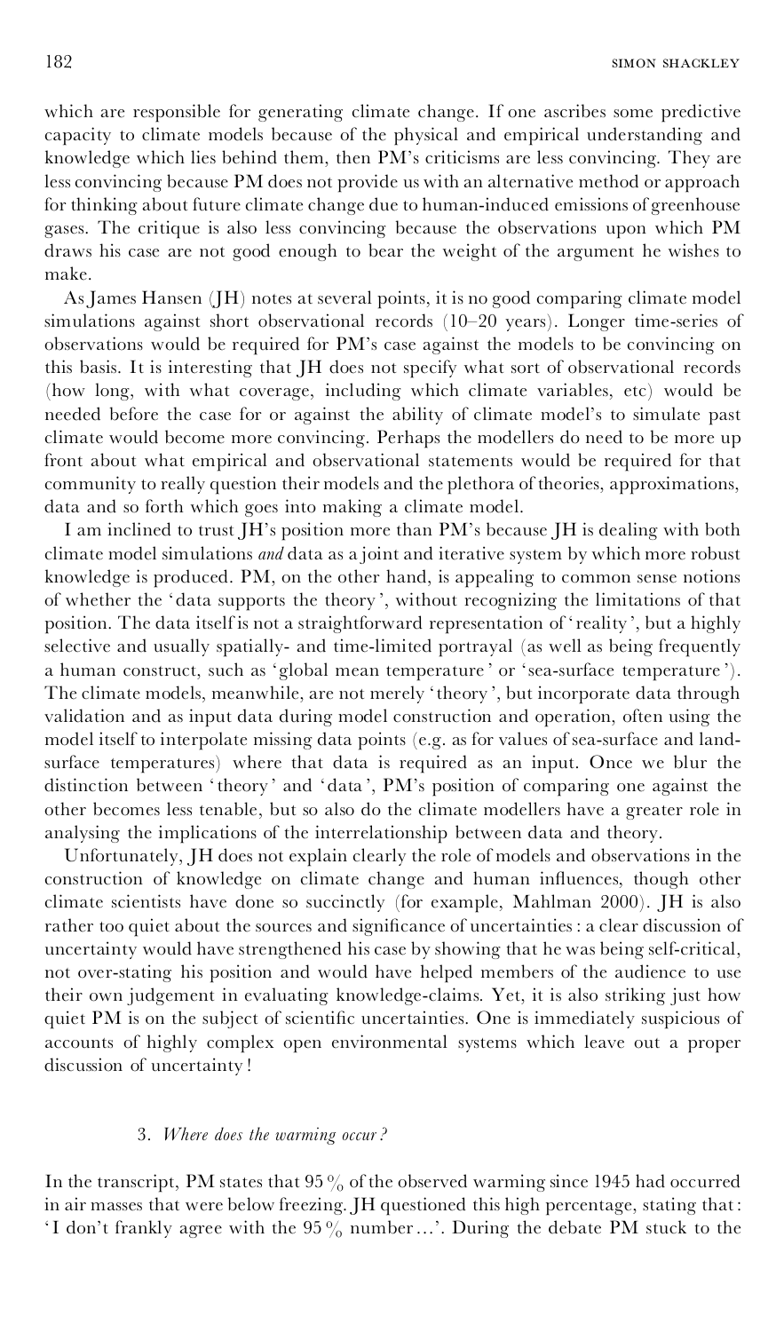which are responsible for generating climate change. If one ascribes some predictive capacity to climate models because of the physical and empirical understanding and knowledge which lies behind them, then PM's criticisms are less convincing. They are less convincing because PM does not provide us with an alternative method or approach for thinking about future climate change due to human-induced emissions of greenhouse gases. The critique is also less convincing because the observations upon which PM draws his case are not good enough to bear the weight of the argument he wishes to make.

As James Hansen (JH) notes at several points, it is no good comparing climate model simulations against short observational records (10–20 years). Longer time-series of observations would be required for PM's case against the models to be convincing on this basis. It is interesting that JH does not specify what sort of observational records (how long, with what coverage, including which climate variables, etc) would be needed before the case for or against the ability of climate model's to simulate past climate would become more convincing. Perhaps the modellers do need to be more up front about what empirical and observational statements would be required for that community to really question their models and the plethora of theories, approximations, data and so forth which goes into making a climate model.

I am inclined to trust JH's position more than PM's because JH is dealing with both climate model simulations *and* data as a joint and iterative system by which more robust knowledge is produced. PM, on the other hand, is appealing to common sense notions of whether the 'data supports the theory', without recognizing the limitations of that position. The data itself is not a straightforward representation of 'reality', but a highly selective and usually spatially- and time-limited portrayal (as well as being frequently a human construct, such as 'global mean temperature' or 'sea-surface temperature'). The climate models, meanwhile, are not merely 'theory', but incorporate data through validation and as input data during model construction and operation, often using the model itself to interpolate missing data points (e.g. as for values of sea-surface and land-surface temperatures) where that data is required as an input. Once we blur the distinction between 'theory' and 'data', PM's position of comparing one against the other becomes less tenable, but so also do the climate modellers have a greater role in analysing the implications of the interrelationship between data and theory.

Unfortunately, JH does not explain clearly the role of models and observations in the construction of knowledge on climate change and human influences, though other climate scientists have done so succinctly (for example, Mahlman 2000). JH is also rather too quiet about the sources and significance of uncertainties: a clear discussion of uncertainty would have strengthened his case by showing that he was being self-critical, not over-stating his position and would have helped members of the audience to use their own judgement in evaluating knowledge-claims. Yet, it is also striking just how quiet PM is on the subject of scientific uncertainties. One is immediately suspicious of accounts of highly complex open environmental systems which leave out a proper discussion of uncertainty!

### 3. *Where does the warming occur?*

In the transcript, PM states that 95% of the observed warming since 1945 had occurred in air masses that were below freezing. JH questioned this high percentage, stating that: 'I don't frankly agree with the 95% number...'. During the debate PM stuck to the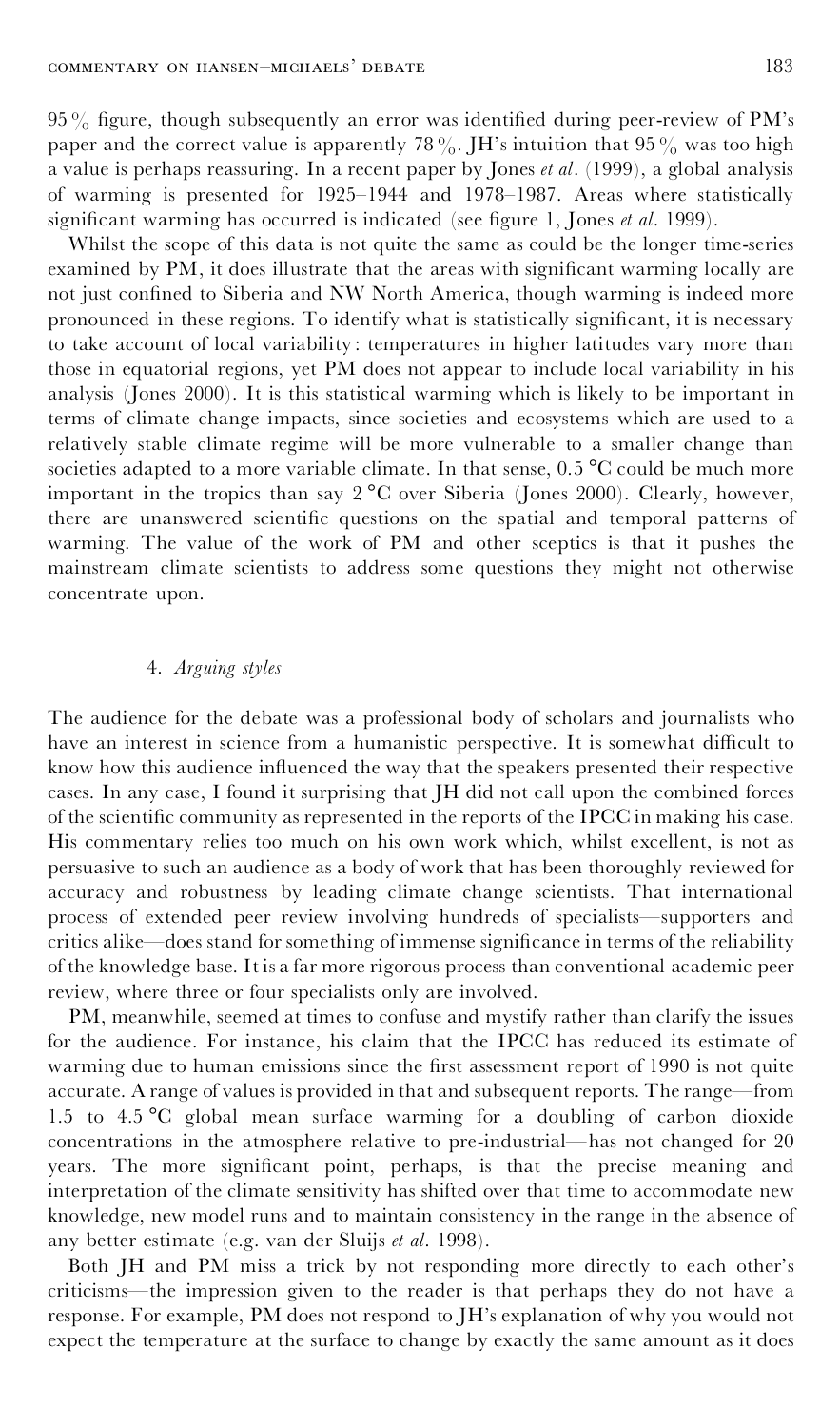95 % figure, though subsequently an error was identified during peer-review of PM's paper and the correct value is apparently 78 %. JH's intuition that 95 % was too high a value is perhaps reassuring. In a recent paper by Jones *et al*. (1999), a global analysis of warming is presented for 1925–1944 and 1978–1987. Areas where statistically significant warming has occurred is indicated (see figure 1, Jones *et al*. 1999).

Whilst the scope of this data is not quite the same as could be the longer time-series examined by PM, it does illustrate that the areas with significant warming locally are not just confined to Siberia and NW North America, though warming is indeed more pronounced in these regions. To identify what is statistically significant, it is necessary to take account of local variability: temperatures in higher latitudes vary more than those in equatorial regions, yet PM does not appear to include local variability in his analysis (Jones 2000). It is this statistical warming which is likely to be important in terms of climate change impacts, since societies and ecosystems which are used to a relatively stable climate regime will be more vulnerable to a smaller change than societies adapted to a more variable climate. In that sense, 0.5 °C could be much more important in the tropics than say 2 °C over Siberia (Jones 2000). Clearly, however, there are unanswered scientific questions on the spatial and temporal patterns of warming. The value of the work of PM and other sceptics is that it pushes the mainstream climate scientists to address some questions they might not otherwise concentrate upon.

## 4. *Arguing styles*

The audience for the debate was a professional body of scholars and journalists who have an interest in science from a humanistic perspective. It is somewhat difficult to know how this audience influenced the way that the speakers presented their respective cases. In any case, I found it surprising that JH did not call upon the combined forces of the scientific community as represented in the reports of the IPCC in making his case. His commentary relies too much on his own work which, whilst excellent, is not as persuasive to such an audience as a body of work that has been thoroughly reviewed for accuracy and robustness by leading climate change scientists. That international process of extended peer review involving hundreds of specialists—supporters and critics alike—does stand for something of immense significance in terms of the reliability of the knowledge base. It is a far more rigorous process than conventional academic peer review, where three or four specialists only are involved.

PM, meanwhile, seemed at times to confuse and mystify rather than clarify the issues for the audience. For instance, his claim that the IPCC has reduced its estimate of warming due to human emissions since the first assessment report of 1990 is not quite accurate. A range of values is provided in that and subsequent reports. The range—from 1.5 to 4.5 °C global mean surface warming for a doubling of carbon dioxide concentrations in the atmosphere relative to pre-industrial—has not changed for 20 years. The more significant point, perhaps, is that the precise meaning and interpretation of the climate sensitivity has shifted over that time to accommodate new knowledge, new model runs and to maintain consistency in the range in the absence of any better estimate (e.g. van der Sluijs *et al*. 1998).

Both JH and PM miss a trick by not responding more directly to each other's criticisms—the impression given to the reader is that perhaps they do not have a response. For example, PM does not respond to JH's explanation of why you would not expect the temperature at the surface to change by exactly the same amount as it does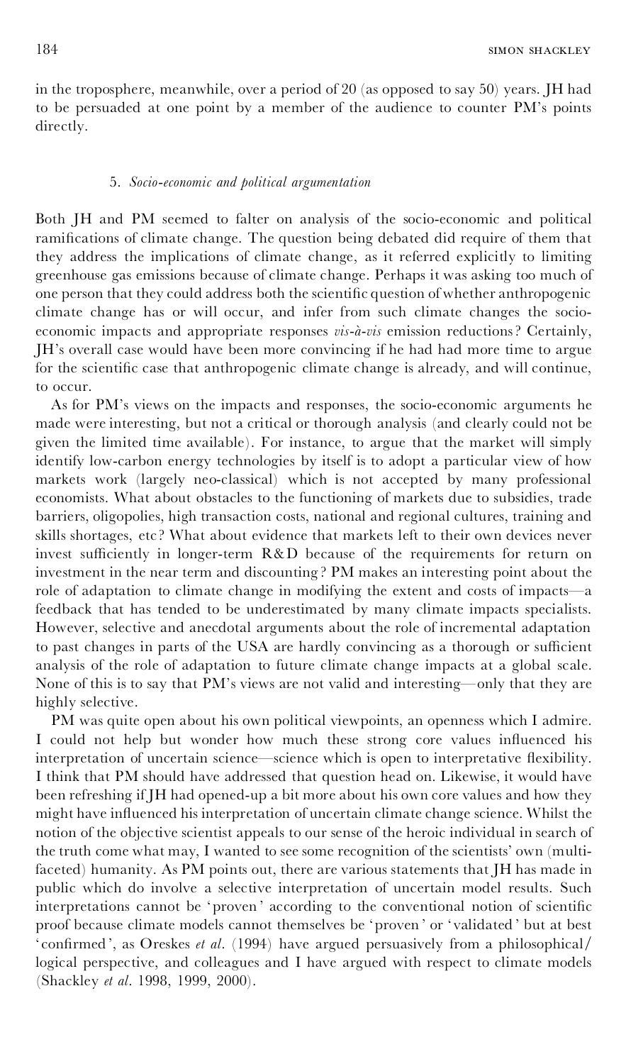in the troposphere, meanwhile, over a period of 20 (as opposed to say 50) years. JH had to be persuaded at one point by a member of the audience to counter PM's points directly.

### 5. *Socio-economic and political argumentation*

Both JH and PM seemed to falter on analysis of the socio-economic and political ramifications of climate change. The question being debated did require of them that they address the implications of climate change, as it referred explicitly to limiting greenhouse gas emissions because of climate change. Perhaps it was asking too much of one person that they could address both the scientific question of whether anthropogenic climate change has or will occur, and infer from such climate changes the socio-economic impacts and appropriate responses *vis-à-vis* emission reductions? Certainly, JH's overall case would have been more convincing if he had had more time to argue for the scientific case that anthropogenic climate change is already, and will continue, to occur.

As for PM's views on the impacts and responses, the socio-economic arguments he made were interesting, but not a critical or thorough analysis (and clearly could not be given the limited time available). For instance, to argue that the market will simply identify low-carbon energy technologies by itself is to adopt a particular view of how markets work (largely neo-classical) which is not accepted by many professional economists. What about obstacles to the functioning of markets due to subsidies, trade barriers, oligopolies, high transaction costs, national and regional cultures, training and skills shortages, etc? What about evidence that markets left to their own devices never invest sufficiently in longer-term R&D because of the requirements for return on investment in the near term and discounting? PM makes an interesting point about the role of adaptation to climate change in modifying the extent and costs of impacts—a feedback that has tended to be underestimated by many climate impacts specialists. However, selective and anecdotal arguments about the role of incremental adaptation to past changes in parts of the USA are hardly convincing as a thorough or sufficient analysis of the role of adaptation to future climate change impacts at a global scale. None of this is to say that PM's views are not valid and interesting—only that they are highly selective.

PM was quite open about his own political viewpoints, an openness which I admire. I could not help but wonder how much these strong core values influenced his interpretation of uncertain science—science which is open to interpretative flexibility. I think that PM should have addressed that question head on. Likewise, it would have been refreshing if JH had opened-up a bit more about his own core values and how they might have influenced his interpretation of uncertain climate change science. Whilst the notion of the objective scientist appeals to our sense of the heroic individual in search of the truth come what may, I wanted to see some recognition of the scientists' own (multi-faceted) humanity. As PM points out, there are various statements that JH has made in public which do involve a selective interpretation of uncertain model results. Such interpretations cannot be 'proven' according to the conventional notion of scientific proof because climate models cannot themselves be 'proven' or 'validated' but at best 'confirmed', as Oreskes *et al.* (1994) have argued persuasively from a philosophical/logical perspective, and colleagues and I have argued with respect to climate models (Shackley *et al.* 1998, 1999, 2000).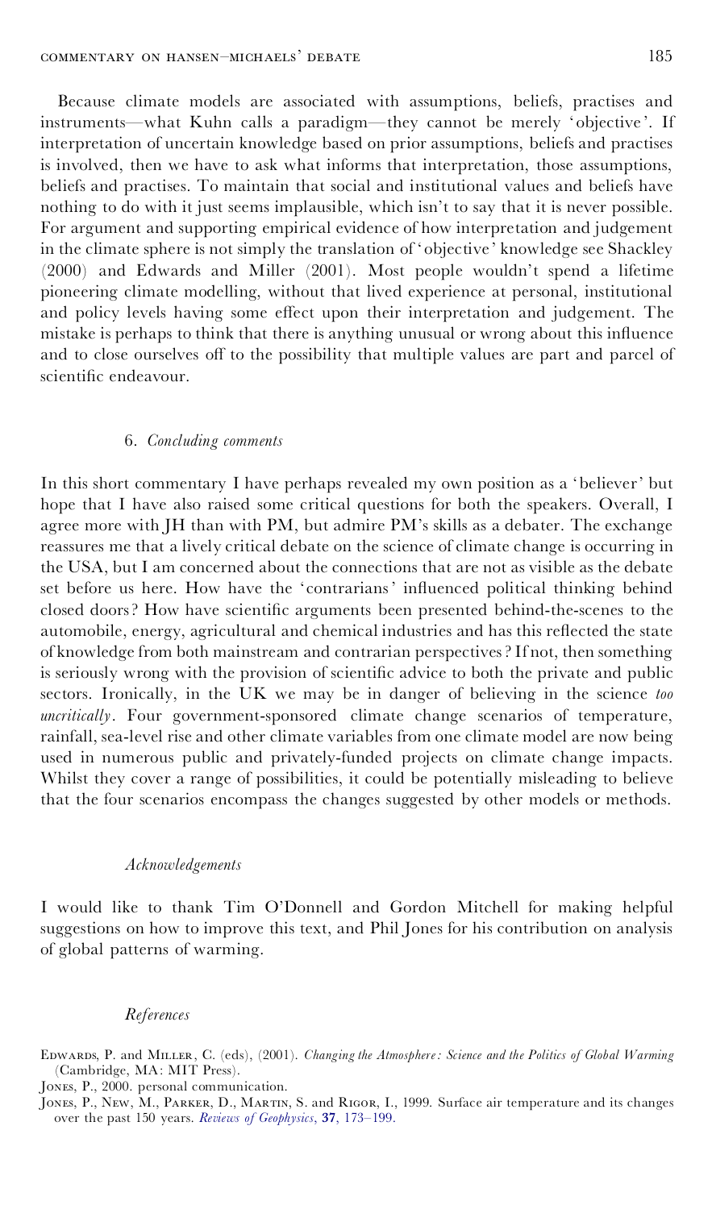Because climate models are associated with assumptions, beliefs, practises and instruments—what Kuhn calls a paradigm—they cannot be merely 'objective'. If interpretation of uncertain knowledge based on prior assumptions, beliefs and practises is involved, then we have to ask what informs that interpretation, those assumptions, beliefs and practises. To maintain that social and institutional values and beliefs have nothing to do with it just seems implausible, which isn't to say that it is never possible. For argument and supporting empirical evidence of how interpretation and judgement in the climate sphere is not simply the translation of 'objective' knowledge see Shackley (2000) and Edwards and Miller (2001). Most people wouldn't spend a lifetime pioneering climate modelling, without that lived experience at personal, institutional and policy levels having some effect upon their interpretation and judgement. The mistake is perhaps to think that there is anything unusual or wrong about this influence and to close ourselves off to the possibility that multiple values are part and parcel of scientific endeavour.

### 6. *Concluding comments*

In this short commentary I have perhaps revealed my own position as a 'believer' but hope that I have also raised some critical questions for both the speakers. Overall, I agree more with JH than with PM, but admire PM's skills as a debater. The exchange reassures me that a lively critical debate on the science of climate change is occurring in the USA, but I am concerned about the connections that are not as visible as the debate set before us here. How have the 'contrarians' influenced political thinking behind closed doors? How have scientific arguments been presented behind-the-scenes to the automobile, energy, agricultural and chemical industries and has this reflected the state of knowledge from both mainstream and contrarian perspectives? If not, then something is seriously wrong with the provision of scientific advice to both the private and public sectors. Ironically, in the UK we may be in danger of believing in the science *too uncritically*. Four government-sponsored climate change scenarios of temperature, rainfall, sea-level rise and other climate variables from one climate model are now being used in numerous public and privately-funded projects on climate change impacts. Whilst they cover a range of possibilities, it could be potentially misleading to believe that the four scenarios encompass the changes suggested by other models or methods.

### *Acknowledgements*

I would like to thank Tim O'Donnell and Gordon Mitchell for making helpful suggestions on how to improve this text, and Phil Jones for his contribution on analysis of global patterns of warming.

### *References*

Edwards, P. and Miller, C. (eds), (2001). *Changing the Atmosphere: Science and the Politics of Global Warming* (Cambridge, MA: MIT Press).

Jones, P., 2000. personal communication.

Jones, P., New, M., Parker, D., Martin, S. and Rigor, I., 1999. Surface air temperature and its changes over the past 150 years. *Reviews of Geophysics*, **37**, 173–199.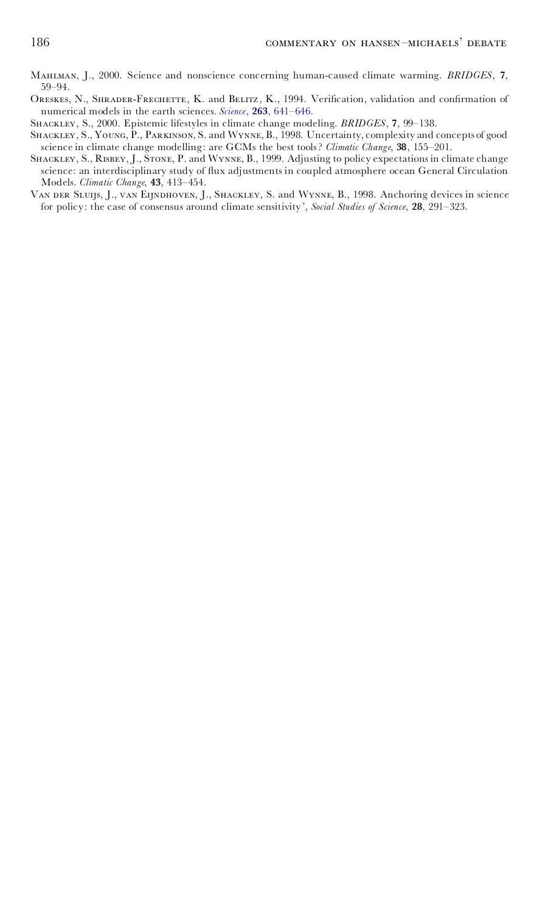Mahlman, J., 2000. Science and nonscience concerning human-caused climate warming. *BRIDGES*, **7**, 59–94.

Oreskes, N., Shrader-Frechette, K. and Belitz, K., 1994. Verification, validation and confirmation of numerical models in the earth sciences. *Science*, **263**, 641–646.

Shackley, S., 2000. Epistemic lifestyles in climate change modeling. *BRIDGES*, **7**, 99–138.

Shackley, S., Young, P., Parkinson, S. and Wynne, B., 1998. Uncertainty, complexity and concepts of good science in climate change modelling: are GCMs the best tools? *Climatic Change*, **38**, 155–201.

Shackley, S., Risbey, J., Stone, P. and Wynne, B., 1999. Adjusting to policy expectations in climate change science: an interdisciplinary study of flux adjustments in coupled atmosphere ocean General Circulation Models. *Climatic Change*, **43**, 413–454.

Van der Sluijs, J., van Eijndhoven, J., Shackley, S. and Wynne, B., 1998. Anchoring devices in science for policy: the case of consensus around climate sensitivity', *Social Studies of Science*, **28**, 291–323.